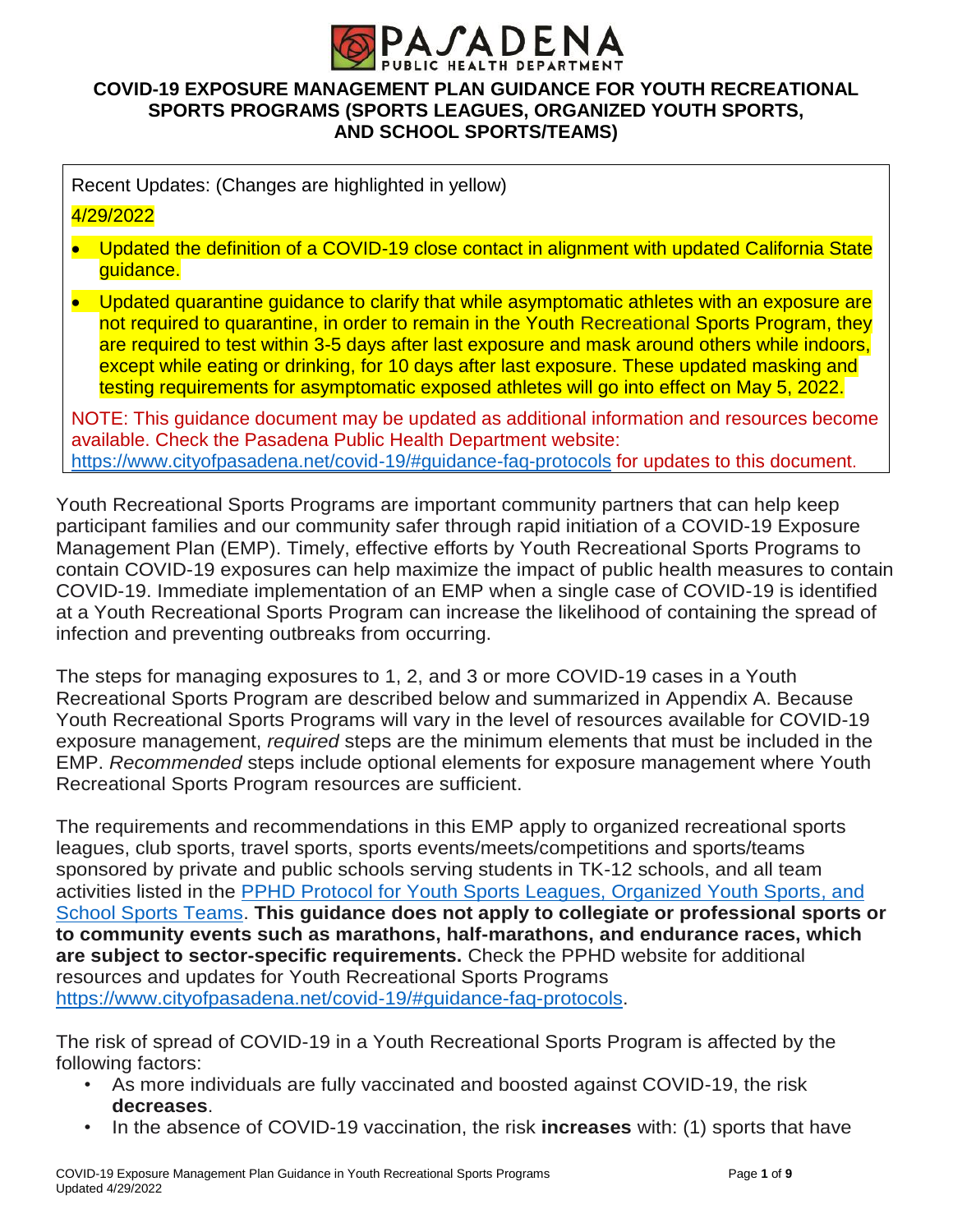# COVID-19 EXPOSURE MANAGEMENT PLAN GUIDANCE FOR YOUTH RECREATIONAL SPORTS PROGRAMS (SPORTS LEAGUES, ORGANIZED YOUTH SPORTS, AND SCHOOL SPORTS/TEAMS)

Recent Updates: (Changes are highlighted in yellow)

4/29/2022

- Updated the definition of a COVID-19 close contact in alignment with updated California State guidance.
- Updated quarantine guidance to clarify that while asymptomatic athletes with an exposure are not required to quarantine, in order to remain in the Youth Recreational Sports Program, they are required to test within 3-5 days after last exposure and mask around others while indoors, except while eating or drinking, for 10 days after last exposure. These updated masking and testing requirements for asymptomatic exposed athletes will go into effect on May 5, 2022.

NOTE: This guidance document may be updated as additional information and resources become available. Check the Pasadena Public Health Department website: https://www.cityofpasadena.net/covid-19/#guidance-faq-protocols for updates to this document.

Youth Recreational Sports Programs are important community partners that can help keep participant families and our community safer through rapid initiation of a COVID-19 Exposure Management Plan (EMP). Timely, effective efforts by Youth Recreational Sports Programs to contain COVID-19 exposures can help maximize the impact of public health measures to contain COVID-19. Immediate implementation of an EMP when a single case of COVID-19 is identified at a Youth Recreational Sports Program can increase the likelihood of containing the spread of infection and preventing outbreaks from occurring.

The steps for managing exposures to 1, 2, and 3 or more COVID-19 cases in a Youth Recreational Sports Program are described below and summarized in Appendix A. Because Youth Recreational Sports Programs will vary in the level of resources available for COVID-19 exposure management, *required* steps are the minimum elements that must be included in the EMP. *Recommended* steps include optional elements for exposure management where Youth Recreational Sports Program resources are sufficient.

The requirements and recommendations in this EMP apply to organized recreational sports leagues, club sports, travel sports, sports events/meets/competitions and sports/teams sponsored by private and public schools serving students in TK-12 schools, and all team activities listed in the PPHD Protocol for Youth Sports Leagues, Organized Youth Sports, and School Sports Teams. **This guidance does not apply to collegiate or professional sports or to community events such as marathons, half-marathons, and endurance races, which are subject to sector-specific requirements.** Check the PPHD website for additional resources and updates for Youth Recreational Sports Programs https://www.cityofpasadena.net/covid-19/#guidance-faq-protocols.

The risk of spread of COVID-19 in a Youth Recreational Sports Program is affected by the following factors:

- As more individuals are fully vaccinated and boosted against COVID-19, the risk **decreases**.
- In the absence of COVID-19 vaccination, the risk **increases** with: (1) sports that have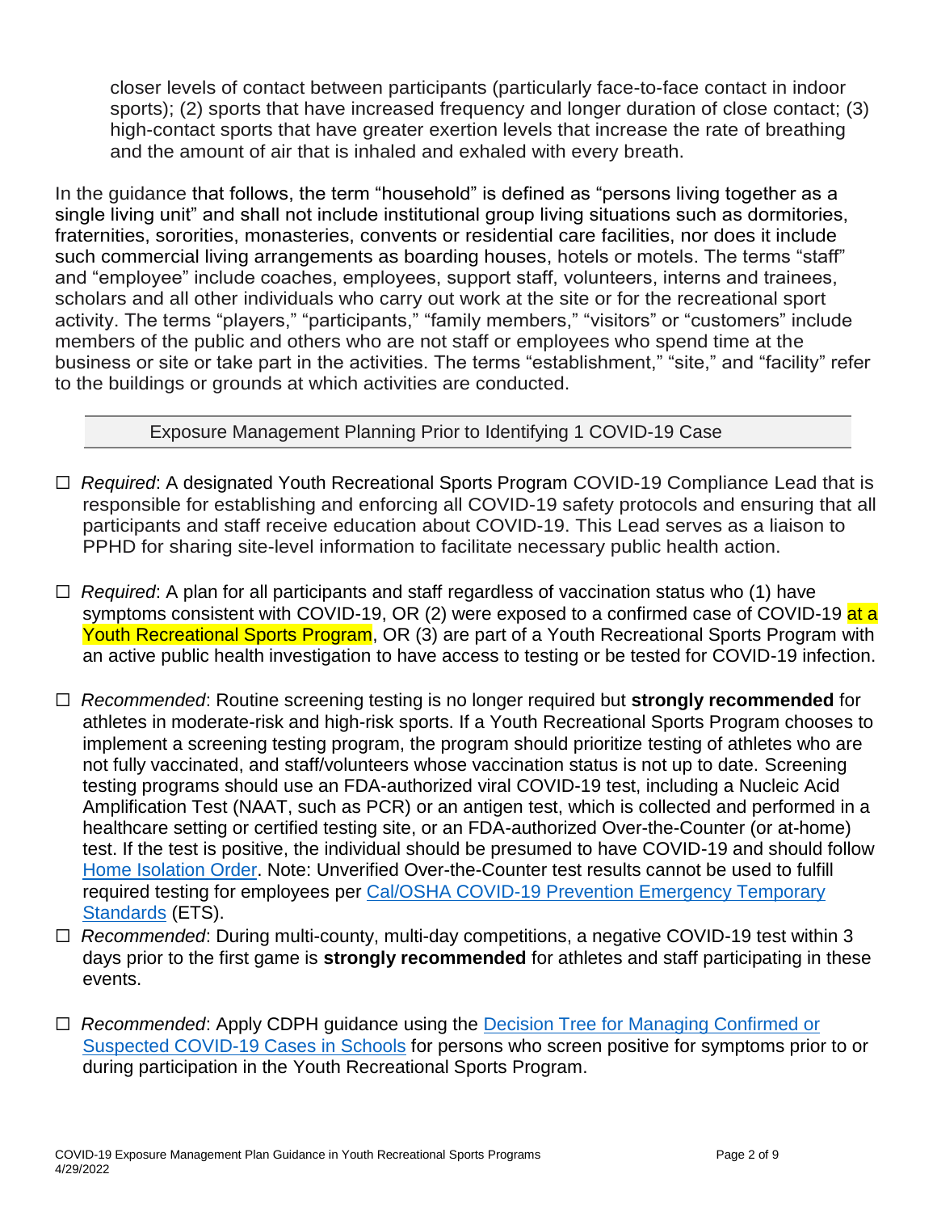closer levels of contact between participants (particularly face-to-face contact in indoor sports); (2) sports that have increased frequency and longer duration of close contact; (3) high-contact sports that have greater exertion levels that increase the rate of breathing and the amount of air that is inhaled and exhaled with every breath.

In the guidance that follows, the term "household" is defined as "persons living together as a single living unit" and shall not include institutional group living situations such as dormitories, fraternities, sororities, monasteries, convents or residential care facilities, nor does it include such commercial living arrangements as boarding houses, hotels or motels. The terms "staff" and "employee" include coaches, employees, support staff, volunteers, interns and trainees, scholars and all other individuals who carry out work at the site or for the recreational sport activity. The terms "players," "participants," "family members," "visitors" or "customers" include members of the public and others who are not staff or employees who spend time at the business or site or take part in the activities. The terms "establishment," "site," and "facility" refer to the buildings or grounds at which activities are conducted.

## Exposure Management Planning Prior to Identifying 1 COVID-19 Case

- ☐ *Required*: A designated Youth Recreational Sports Program COVID-19 Compliance Lead that is responsible for establishing and enforcing all COVID-19 safety protocols and ensuring that all participants and staff receive education about COVID-19. This Lead serves as a liaison to PPHD for sharing site-level information to facilitate necessary public health action.

- ☐ *Required*: A plan for all participants and staff regardless of vaccination status who (1) have symptoms consistent with COVID-19, OR (2) were exposed to a confirmed case of COVID-19 at a Youth Recreational Sports Program, OR (3) are part of a Youth Recreational Sports Program with an active public health investigation to have access to testing or be tested for COVID-19 infection.

- ☐ *Recommended*: Routine screening testing is no longer required but **strongly recommended** for athletes in moderate-risk and high-risk sports. If a Youth Recreational Sports Program chooses to implement a screening testing program, the program should prioritize testing of athletes who are not fully vaccinated, and staff/volunteers whose vaccination status is not up to date. Screening testing programs should use an FDA-authorized viral COVID-19 test, including a Nucleic Acid Amplification Test (NAAT, such as PCR) or an antigen test, which is collected and performed in a healthcare setting or certified testing site, or an FDA-authorized Over-the-Counter (or at-home) test. If the test is positive, the individual should be presumed to have COVID-19 and should follow Home Isolation Order. Note: Unverified Over-the-Counter test results cannot be used to fulfill required testing for employees per Cal/OSHA COVID-19 Prevention Emergency Temporary Standards (ETS).
- ☐ *Recommended*: During multi-county, multi-day competitions, a negative COVID-19 test within 3 days prior to the first game is **strongly recommended** for athletes and staff participating in these events.

- ☐ *Recommended*: Apply CDPH guidance using the Decision Tree for Managing Confirmed or Suspected COVID-19 Cases in Schools for persons who screen positive for symptoms prior to or during participation in the Youth Recreational Sports Program.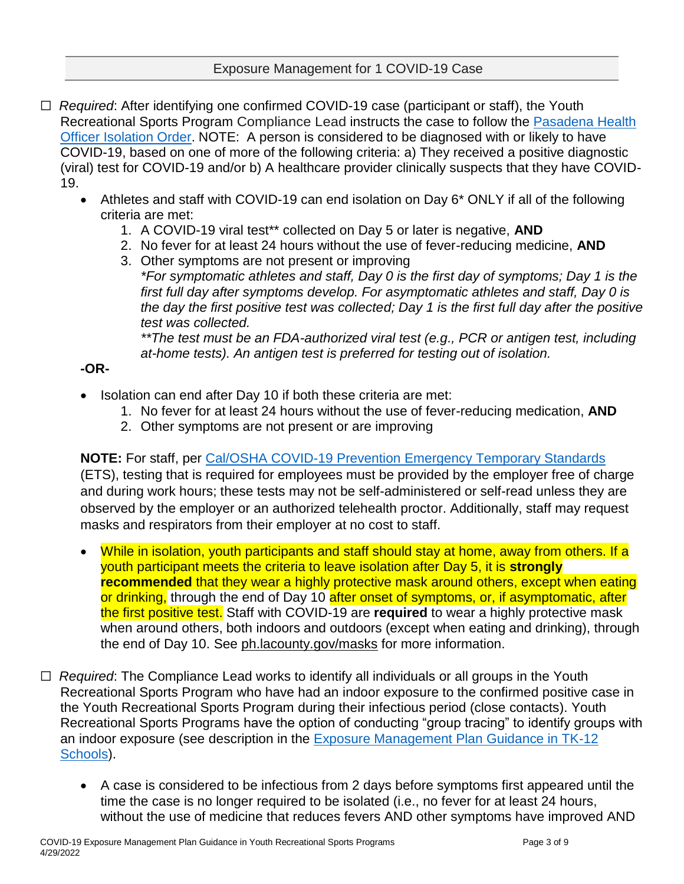## Exposure Management for 1 COVID-19 Case

☐ *Required*: After identifying one confirmed COVID-19 case (participant or staff), the Youth Recreational Sports Program Compliance Lead instructs the case to follow the [Pasadena Health Officer Isolation Order](). NOTE: A person is considered to be diagnosed with or likely to have COVID-19, based on one of more of the following criteria: a) They received a positive diagnostic (viral) test for COVID-19 and/or b) A healthcare provider clinically suspects that they have COVID-19.

- Athletes and staff with COVID-19 can end isolation on Day 6* ONLY if all of the following criteria are met:
  1. A COVID-19 viral test** collected on Day 5 or later is negative, **AND**
  2. No fever for at least 24 hours without the use of fever-reducing medicine, **AND**
  3. Other symptoms are not present or improving

  *\*For symptomatic athletes and staff, Day 0 is the first day of symptoms; Day 1 is the first full day after symptoms develop. For asymptomatic athletes and staff, Day 0 is the day the first positive test was collected; Day 1 is the first full day after the positive test was collected.*

  *\*\*The test must be an FDA-authorized viral test (e.g., PCR or antigen test, including at-home tests). An antigen test is preferred for testing out of isolation.*

**-OR-**

- Isolation can end after Day 10 if both these criteria are met:
  1. No fever for at least 24 hours without the use of fever-reducing medication, **AND**
  2. Other symptoms are not present or are improving

**NOTE:** For staff, per [Cal/OSHA COVID-19 Prevention Emergency Temporary Standards]() (ETS), testing that is required for employees must be provided by the employer free of charge and during work hours; these tests may not be self-administered or self-read unless they are observed by the employer or an authorized telehealth proctor. Additionally, staff may request masks and respirators from their employer at no cost to staff.

- While in isolation, youth participants and staff should stay at home, away from others. If a youth participant meets the criteria to leave isolation after Day 5, it is **strongly recommended** that they wear a highly protective mask around others, except when eating or drinking, through the end of Day 10 after onset of symptoms, or, if asymptomatic, after the first positive test. Staff with COVID-19 are **required** to wear a highly protective mask when around others, both indoors and outdoors (except when eating and drinking), through the end of Day 10. See ph.lacounty.gov/masks for more information.

☐ *Required*: The Compliance Lead works to identify all individuals or all groups in the Youth Recreational Sports Program who have had an indoor exposure to the confirmed positive case in the Youth Recreational Sports Program during their infectious period (close contacts). Youth Recreational Sports Programs have the option of conducting "group tracing" to identify groups with an indoor exposure (see description in the [Exposure Management Plan Guidance in TK-12 Schools]()).

- A case is considered to be infectious from 2 days before symptoms first appeared until the time the case is no longer required to be isolated (i.e., no fever for at least 24 hours, without the use of medicine that reduces fevers AND other symptoms have improved AND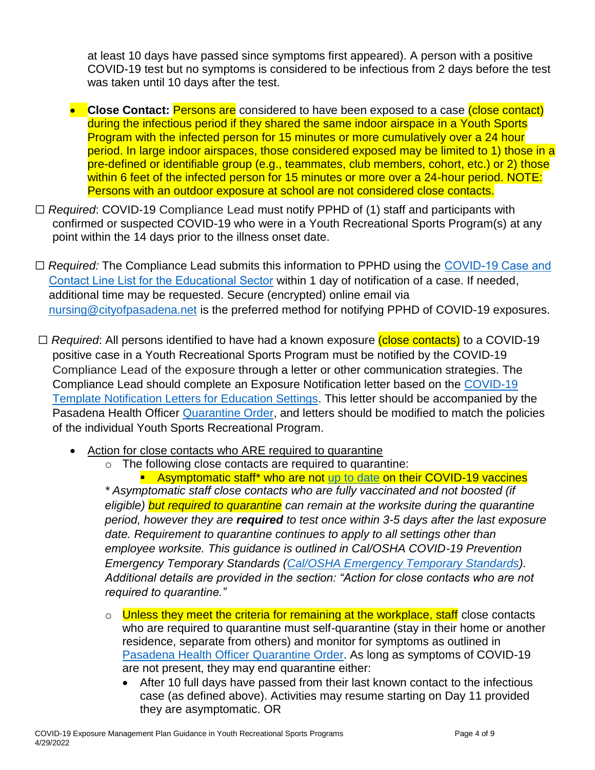at least 10 days have passed since symptoms first appeared). A person with a positive COVID-19 test but no symptoms is considered to be infectious from 2 days before the test was taken until 10 days after the test.

- **Close Contact:** Persons are considered to have been exposed to a case (close contact) during the infectious period if they shared the same indoor airspace in a Youth Sports Program with the infected person for 15 minutes or more cumulatively over a 24 hour period. In large indoor airspaces, those considered exposed may be limited to 1) those in a pre-defined or identifiable group (e.g., teammates, club members, cohort, etc.) or 2) those within 6 feet of the infected person for 15 minutes or more over a 24-hour period. NOTE: Persons with an outdoor exposure at school are not considered close contacts.

☐ *Required*: COVID-19 Compliance Lead must notify PPHD of (1) staff and participants with confirmed or suspected COVID-19 who were in a Youth Recreational Sports Program(s) at any point within the 14 days prior to the illness onset date.

☐ *Required:* The Compliance Lead submits this information to PPHD using the [COVID-19 Case and Contact Line List for the Educational Sector](#) within 1 day of notification of a case. If needed, additional time may be requested. Secure (encrypted) online email via [nursing@cityofpasadena.net](mailto:nursing@cityofpasadena.net) is the preferred method for notifying PPHD of COVID-19 exposures.

☐ *Required*: All persons identified to have had a known exposure (close contacts) to a COVID-19 positive case in a Youth Recreational Sports Program must be notified by the COVID-19 Compliance Lead of the exposure through a letter or other communication strategies. The Compliance Lead should complete an Exposure Notification letter based on the [COVID-19 Template Notification Letters for Education Settings](#). This letter should be accompanied by the Pasadena Health Officer [Quarantine Order](#), and letters should be modified to match the policies of the individual Youth Sports Recreational Program.

- Action for close contacts who ARE required to quarantine
  - The following close contacts are required to quarantine:
    - Asymptomatic staff* who are not [up to date](#) on their COVID-19 vaccines

    *\* Asymptomatic staff close contacts who are fully vaccinated and not boosted (if eligible) but required to quarantine can remain at the worksite during the quarantine period, however they are **required** to test once within 3-5 days after the last exposure date. Requirement to quarantine continues to apply to all settings other than employee worksite. This guidance is outlined in Cal/OSHA COVID-19 Prevention Emergency Temporary Standards ([Cal/OSHA Emergency Temporary Standards](#)). Additional details are provided in the section: "Action for close contacts who are not required to quarantine."*

  - Unless they meet the criteria for remaining at the workplace, staff close contacts who are required to quarantine must self-quarantine (stay in their home or another residence, separate from others) and monitor for symptoms as outlined in [Pasadena Health Officer Quarantine Order](#). As long as symptoms of COVID-19 are not present, they may end quarantine either:
    - After 10 full days have passed from their last known contact to the infectious case (as defined above). Activities may resume starting on Day 11 provided they are asymptomatic. OR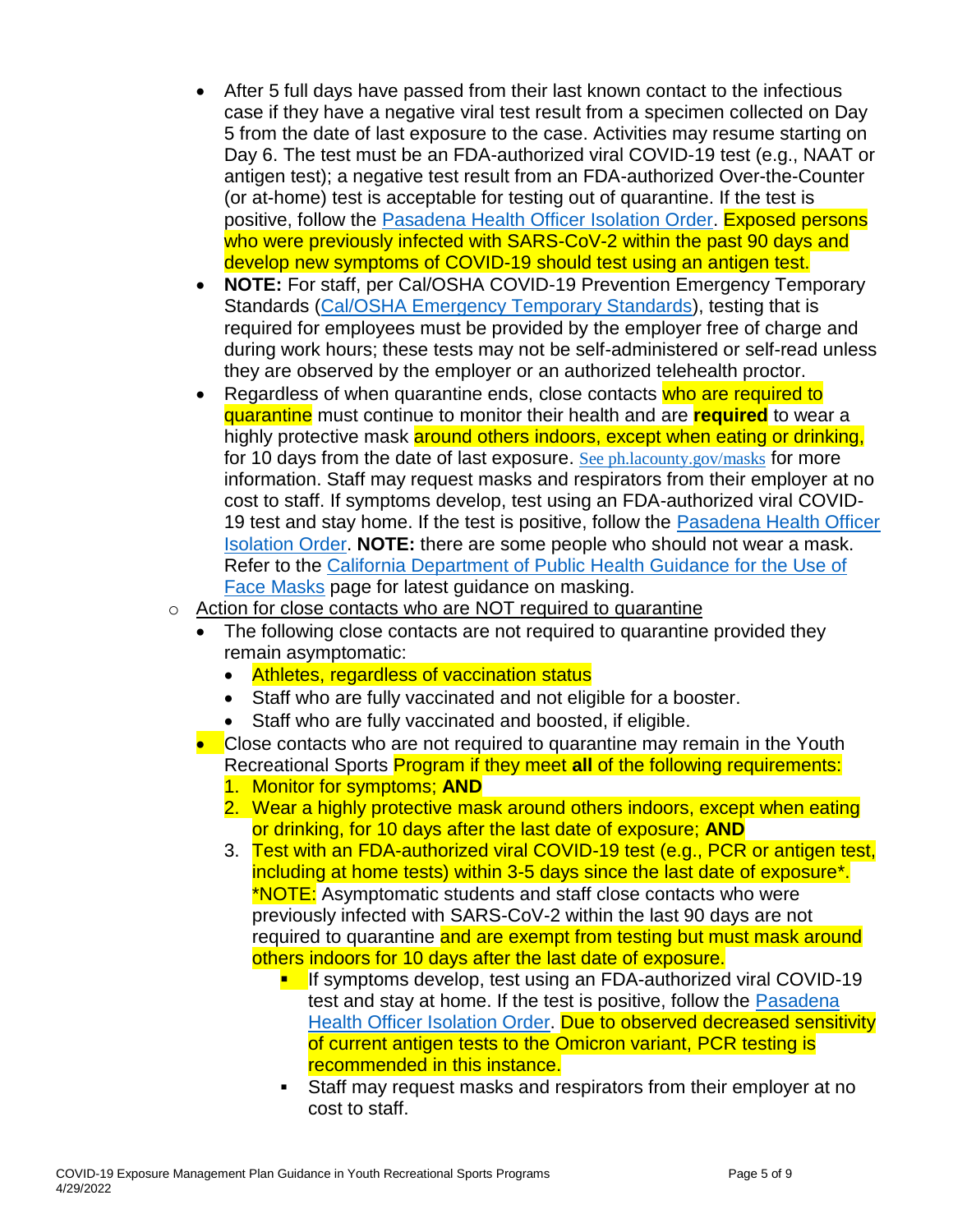- After 5 full days have passed from their last known contact to the infectious case if they have a negative viral test result from a specimen collected on Day 5 from the date of last exposure to the case. Activities may resume starting on Day 6. The test must be an FDA-authorized viral COVID-19 test (e.g., NAAT or antigen test); a negative test result from an FDA-authorized Over-the-Counter (or at-home) test is acceptable for testing out of quarantine. If the test is positive, follow the [Pasadena Health Officer Isolation Order](). Exposed persons who were previously infected with SARS-CoV-2 within the past 90 days and develop new symptoms of COVID-19 should test using an antigen test.
- **NOTE:** For staff, per Cal/OSHA COVID-19 Prevention Emergency Temporary Standards ([Cal/OSHA Emergency Temporary Standards]()), testing that is required for employees must be provided by the employer free of charge and during work hours; these tests may not be self-administered or self-read unless they are observed by the employer or an authorized telehealth proctor.
- Regardless of when quarantine ends, close contacts who are required to quarantine must continue to monitor their health and are **required** to wear a highly protective mask around others indoors, except when eating or drinking, for 10 days from the date of last exposure. [See ph.lacounty.gov/masks]() for more information. Staff may request masks and respirators from their employer at no cost to staff. If symptoms develop, test using an FDA-authorized viral COVID-19 test and stay home. If the test is positive, follow the [Pasadena Health Officer Isolation Order](). **NOTE:** there are some people who should not wear a mask. Refer to the [California Department of Public Health Guidance for the Use of Face Masks]() page for latest guidance on masking.

- Action for close contacts who are NOT required to quarantine
  - The following close contacts are not required to quarantine provided they remain asymptomatic:
    - Athletes, regardless of vaccination status
    - Staff who are fully vaccinated and not eligible for a booster.
    - Staff who are fully vaccinated and boosted, if eligible.
  - Close contacts who are not required to quarantine may remain in the Youth Recreational Sports Program if they meet **all** of the following requirements:
    1. Monitor for symptoms; **AND**
    2. Wear a highly protective mask around others indoors, except when eating or drinking, for 10 days after the last date of exposure; **AND**
    3. Test with an FDA-authorized viral COVID-19 test (e.g., PCR or antigen test, including at home tests) within 3-5 days since the last date of exposure*. *NOTE: Asymptomatic students and staff close contacts who were previously infected with SARS-CoV-2 within the last 90 days are not required to quarantine and are exempt from testing but must mask around others indoors for 10 days after the last date of exposure.
       - If symptoms develop, test using an FDA-authorized viral COVID-19 test and stay at home. If the test is positive, follow the [Pasadena Health Officer Isolation Order](). Due to observed decreased sensitivity of current antigen tests to the Omicron variant, PCR testing is recommended in this instance.
       - Staff may request masks and respirators from their employer at no cost to staff.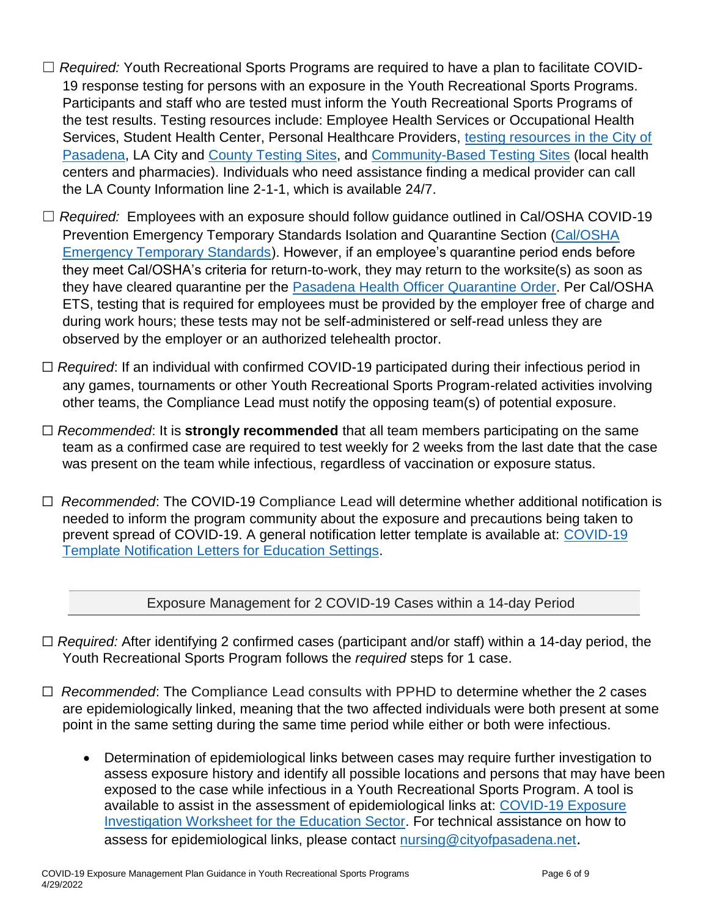☐ *Required:* Youth Recreational Sports Programs are required to have a plan to facilitate COVID-19 response testing for persons with an exposure in the Youth Recreational Sports Programs. Participants and staff who are tested must inform the Youth Recreational Sports Programs of the test results. Testing resources include: Employee Health Services or Occupational Health Services, Student Health Center, Personal Healthcare Providers, testing resources in the City of Pasadena, LA City and County Testing Sites, and Community-Based Testing Sites (local health centers and pharmacies). Individuals who need assistance finding a medical provider can call the LA County Information line 2-1-1, which is available 24/7.

☐ *Required:* Employees with an exposure should follow guidance outlined in Cal/OSHA COVID-19 Prevention Emergency Temporary Standards Isolation and Quarantine Section (Cal/OSHA Emergency Temporary Standards). However, if an employee's quarantine period ends before they meet Cal/OSHA's criteria for return-to-work, they may return to the worksite(s) as soon as they have cleared quarantine per the Pasadena Health Officer Quarantine Order. Per Cal/OSHA ETS, testing that is required for employees must be provided by the employer free of charge and during work hours; these tests may not be self-administered or self-read unless they are observed by the employer or an authorized telehealth proctor.

☐ *Required*: If an individual with confirmed COVID-19 participated during their infectious period in any games, tournaments or other Youth Recreational Sports Program-related activities involving other teams, the Compliance Lead must notify the opposing team(s) of potential exposure.

☐ *Recommended*: It is **strongly recommended** that all team members participating on the same team as a confirmed case are required to test weekly for 2 weeks from the last date that the case was present on the team while infectious, regardless of vaccination or exposure status.

☐ *Recommended*: The COVID-19 Compliance Lead will determine whether additional notification is needed to inform the program community about the exposure and precautions being taken to prevent spread of COVID-19. A general notification letter template is available at: COVID-19 Template Notification Letters for Education Settings.

## Exposure Management for 2 COVID-19 Cases within a 14-day Period

☐ *Required:* After identifying 2 confirmed cases (participant and/or staff) within a 14-day period, the Youth Recreational Sports Program follows the *required* steps for 1 case.

☐ *Recommended*: The Compliance Lead consults with PPHD to determine whether the 2 cases are epidemiologically linked, meaning that the two affected individuals were both present at some point in the same setting during the same time period while either or both were infectious.

- Determination of epidemiological links between cases may require further investigation to assess exposure history and identify all possible locations and persons that may have been exposed to the case while infectious in a Youth Recreational Sports Program. A tool is available to assist in the assessment of epidemiological links at: COVID-19 Exposure Investigation Worksheet for the Education Sector. For technical assistance on how to assess for epidemiological links, please contact nursing@cityofpasadena.net.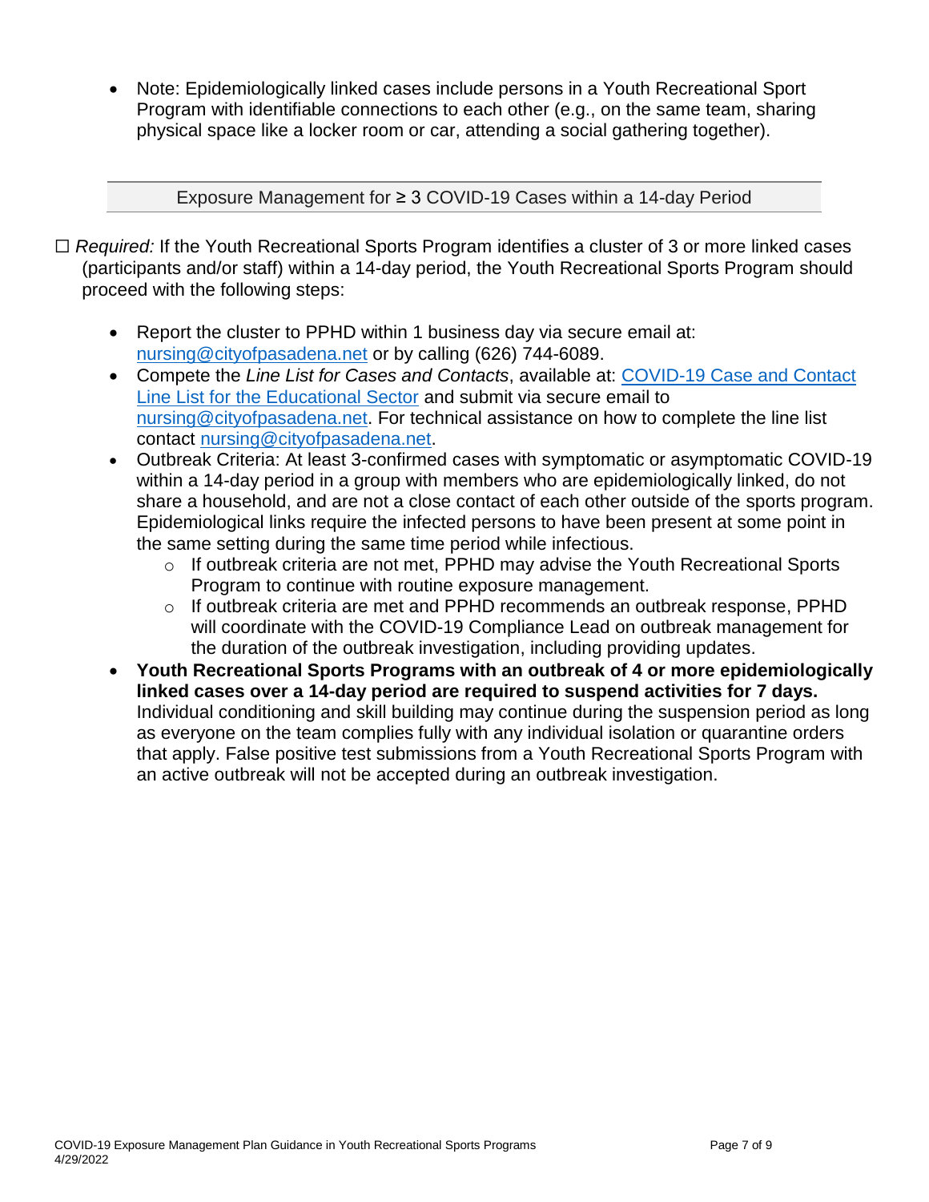- Note: Epidemiologically linked cases include persons in a Youth Recreational Sport Program with identifiable connections to each other (e.g., on the same team, sharing physical space like a locker room or car, attending a social gathering together).

## Exposure Management for ≥ 3 COVID-19 Cases within a 14-day Period

☐ *Required:* If the Youth Recreational Sports Program identifies a cluster of 3 or more linked cases (participants and/or staff) within a 14-day period, the Youth Recreational Sports Program should proceed with the following steps:

- Report the cluster to PPHD within 1 business day via secure email at: nursing@cityofpasadena.net or by calling (626) 744-6089.
- Compete the *Line List for Cases and Contacts*, available at: [COVID-19 Case and Contact Line List for the Educational Sector]() and submit via secure email to nursing@cityofpasadena.net. For technical assistance on how to complete the line list contact nursing@cityofpasadena.net.
- Outbreak Criteria: At least 3-confirmed cases with symptomatic or asymptomatic COVID-19 within a 14-day period in a group with members who are epidemiologically linked, do not share a household, and are not a close contact of each other outside of the sports program. Epidemiological links require the infected persons to have been present at some point in the same setting during the same time period while infectious.
  - If outbreak criteria are not met, PPHD may advise the Youth Recreational Sports Program to continue with routine exposure management.
  - If outbreak criteria are met and PPHD recommends an outbreak response, PPHD will coordinate with the COVID-19 Compliance Lead on outbreak management for the duration of the outbreak investigation, including providing updates.
- **Youth Recreational Sports Programs with an outbreak of 4 or more epidemiologically linked cases over a 14-day period are required to suspend activities for 7 days.** Individual conditioning and skill building may continue during the suspension period as long as everyone on the team complies fully with any individual isolation or quarantine orders that apply. False positive test submissions from a Youth Recreational Sports Program with an active outbreak will not be accepted during an outbreak investigation.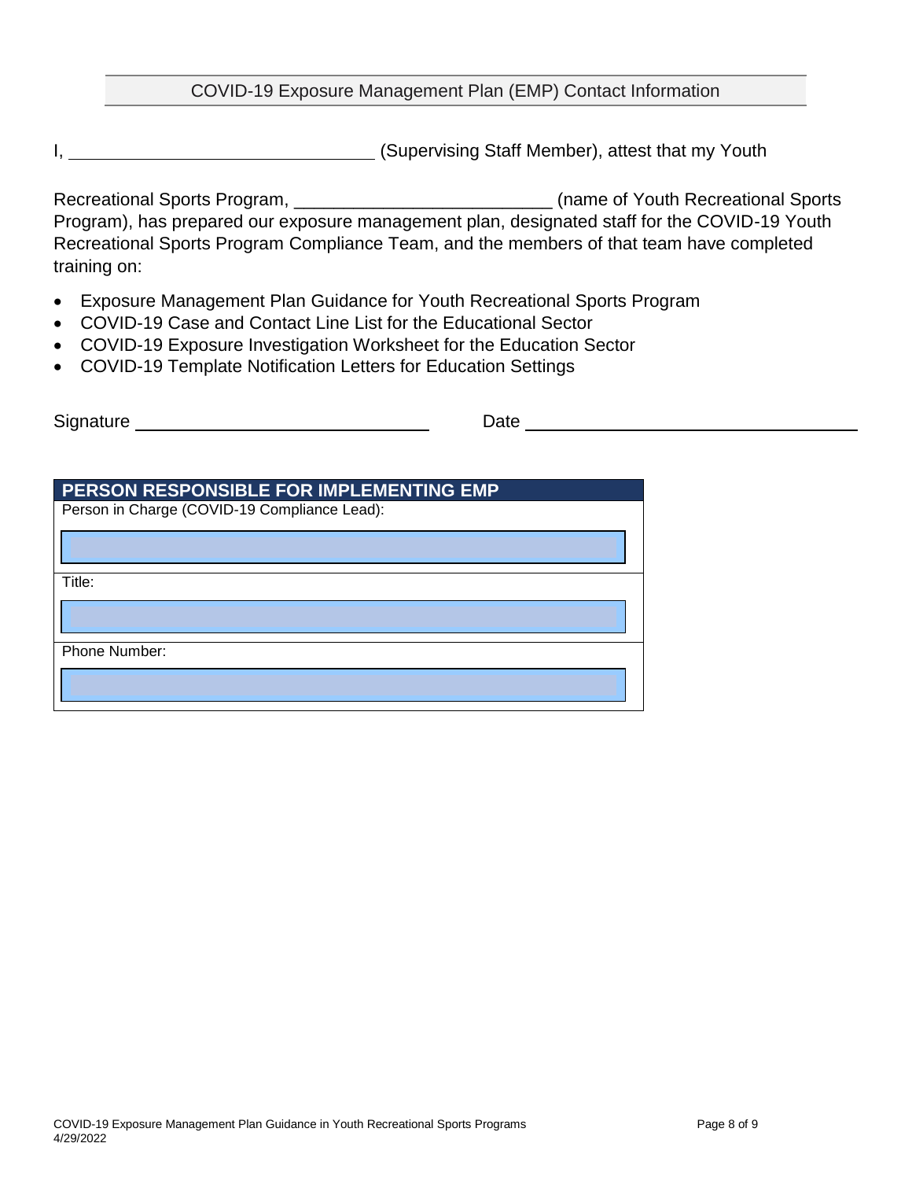## COVID-19 Exposure Management Plan (EMP) Contact Information

I, _______________________________ (Supervising Staff Member), attest that my Youth

Recreational Sports Program, __________________________ (name of Youth Recreational Sports Program), has prepared our exposure management plan, designated staff for the COVID-19 Youth Recreational Sports Program Compliance Team, and the members of that team have completed training on:

- Exposure Management Plan Guidance for Youth Recreational Sports Program
- COVID-19 Case and Contact Line List for the Educational Sector
- COVID-19 Exposure Investigation Worksheet for the Education Sector
- COVID-19 Template Notification Letters for Education Settings

Signature ______________________________ Date ___________________________________

| PERSON RESPONSIBLE FOR IMPLEMENTING EMP |
|---|
| Person in Charge (COVID-19 Compliance Lead): |
| |
| Title: |
| |
| Phone Number: |
| |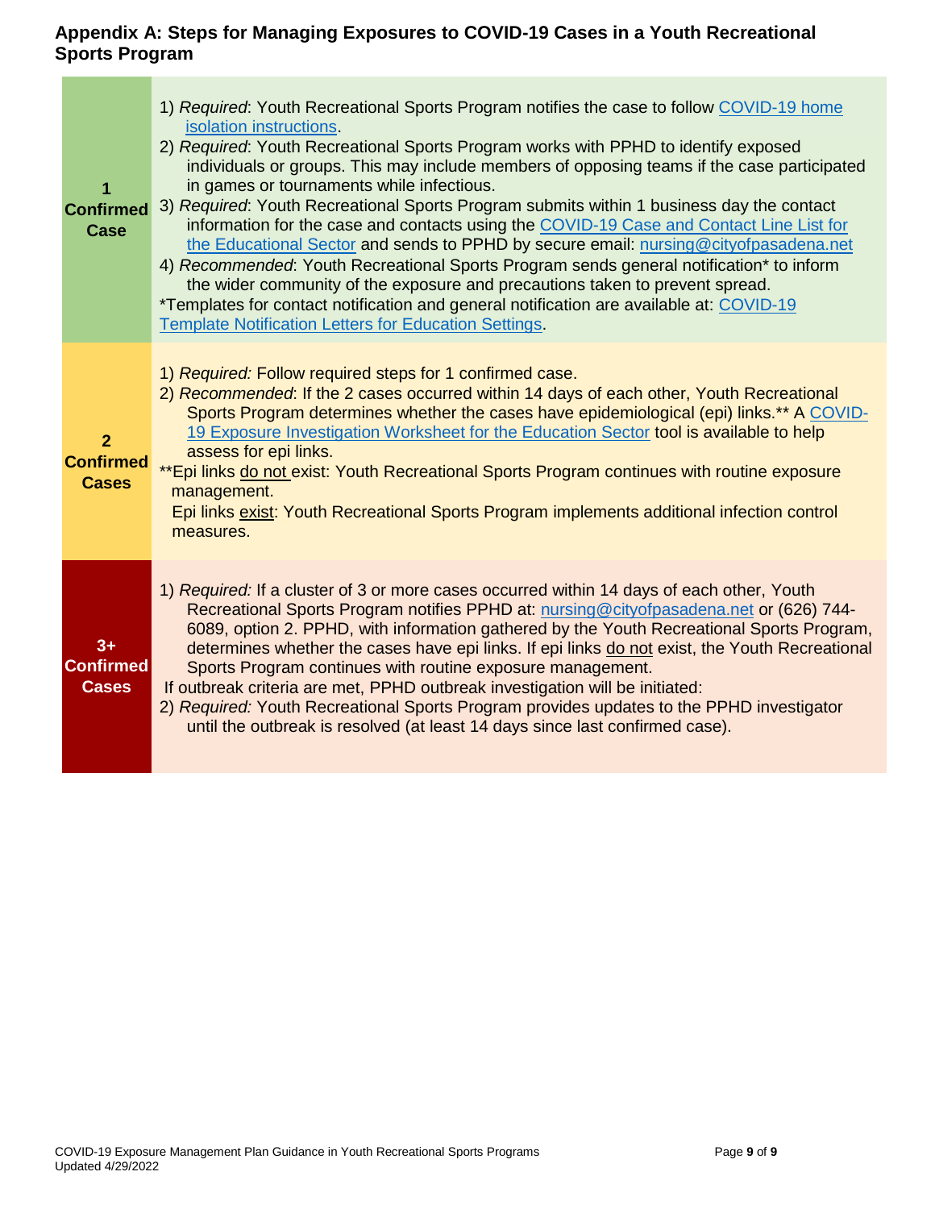## Appendix A: Steps for Managing Exposures to COVID-19 Cases in a Youth Recreational Sports Program

| | |
|---|---|
| **1 Confirmed Case** | 1) *Required*: Youth Recreational Sports Program notifies the case to follow COVID-19 home isolation instructions.<br>2) *Required*: Youth Recreational Sports Program works with PPHD to identify exposed individuals or groups. This may include members of opposing teams if the case participated in games or tournaments while infectious.<br>3) *Required*: Youth Recreational Sports Program submits within 1 business day the contact information for the case and contacts using the COVID-19 Case and Contact Line List for the Educational Sector and sends to PPHD by secure email: nursing@cityofpasadena.net<br>4) *Recommended*: Youth Recreational Sports Program sends general notification* to inform the wider community of the exposure and precautions taken to prevent spread.<br>*Templates for contact notification and general notification are available at: COVID-19 Template Notification Letters for Education Settings. |
| **2 Confirmed Cases** | 1) *Required:* Follow required steps for 1 confirmed case.<br>2) *Recommended*: If the 2 cases occurred within 14 days of each other, Youth Recreational Sports Program determines whether the cases have epidemiological (epi) links.** A COVID-19 Exposure Investigation Worksheet for the Education Sector tool is available to help assess for epi links.<br>**Epi links do not exist: Youth Recreational Sports Program continues with routine exposure management.<br>Epi links exist: Youth Recreational Sports Program implements additional infection control measures. |
| **3+ Confirmed Cases** | 1) *Required:* If a cluster of 3 or more cases occurred within 14 days of each other, Youth Recreational Sports Program notifies PPHD at: nursing@cityofpasadena.net or (626) 744-6089, option 2. PPHD, with information gathered by the Youth Recreational Sports Program, determines whether the cases have epi links. If epi links do not exist, the Youth Recreational Sports Program continues with routine exposure management.<br>If outbreak criteria are met, PPHD outbreak investigation will be initiated:<br>2) *Required:* Youth Recreational Sports Program provides updates to the PPHD investigator until the outbreak is resolved (at least 14 days since last confirmed case). |